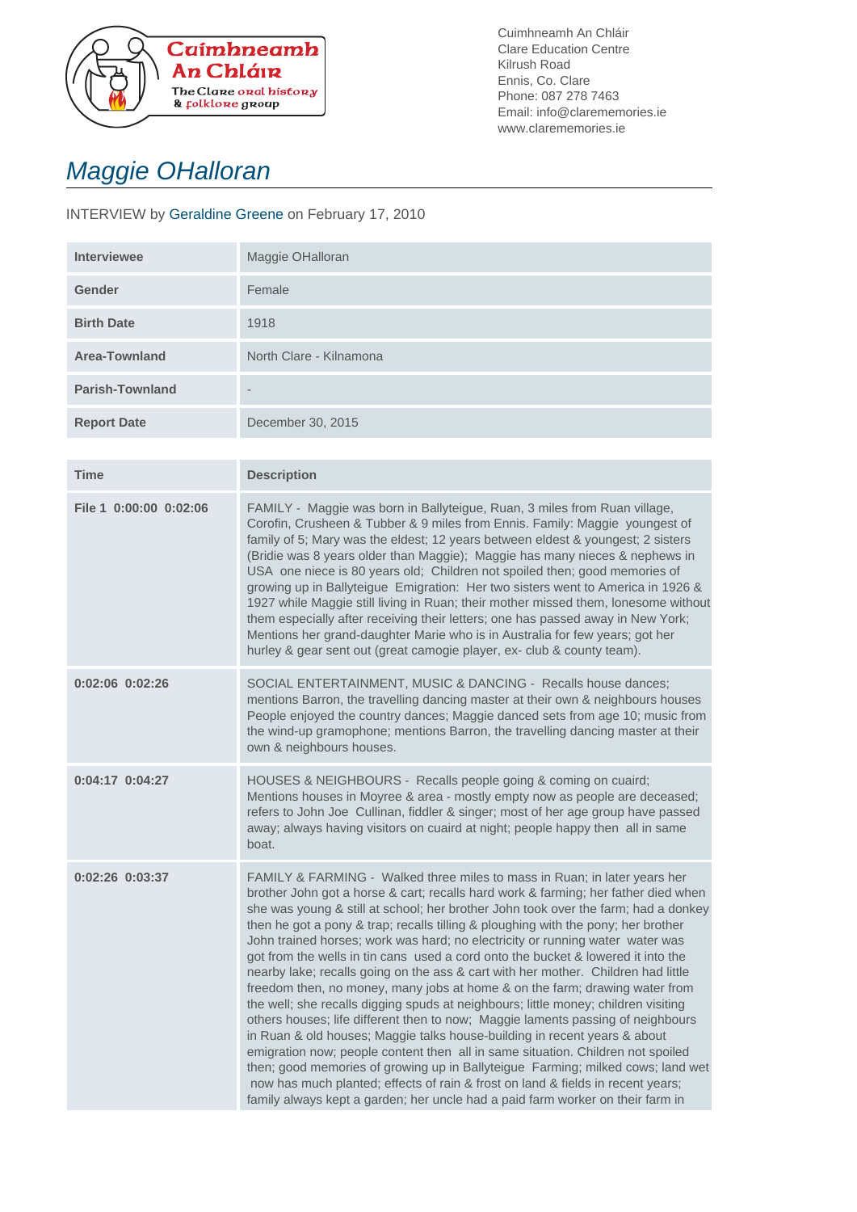Cuimhneamh An Chláir
The Clare oral history & folklore group

Cuimhneamh An Chláir
Clare Education Centre
Kilrush Road
Ennis, Co. Clare
Phone: 087 278 7463
Email: info@clarememories.ie
www.clarememories.ie

# Maggie OHalloran

INTERVIEW by Geraldine Greene on February 17, 2010

| | |
|---|---|
| **Interviewee** | Maggie OHalloran |
| **Gender** | Female |
| **Birth Date** | 1918 |
| **Area-Townland** | North Clare - Kilnamona |
| **Parish-Townland** | - |
| **Report Date** | December 30, 2015 |

| Time | Description |
|---|---|
| **File 1 0:00:00 0:02:06** | FAMILY - Maggie was born in Ballyteigue, Ruan, 3 miles from Ruan village, Corofin, Crusheen & Tubber & 9 miles from Ennis. Family: Maggie youngest of family of 5; Mary was the eldest; 12 years between eldest & youngest; 2 sisters (Bridie was 8 years older than Maggie); Maggie has many nieces & nephews in USA one niece is 80 years old; Children not spoiled then; good memories of growing up in Ballyteigue Emigration: Her two sisters went to America in 1926 & 1927 while Maggie still living in Ruan; their mother missed them, lonesome without them especially after receiving their letters; one has passed away in New York; Mentions her grand-daughter Marie who is in Australia for few years; got her hurley & gear sent out (great camogie player, ex- club & county team). |
| **0:02:06 0:02:26** | SOCIAL ENTERTAINMENT, MUSIC & DANCING - Recalls house dances; mentions Barron, the travelling dancing master at their own & neighbours houses People enjoyed the country dances; Maggie danced sets from age 10; music from the wind-up gramophone; mentions Barron, the travelling dancing master at their own & neighbours houses. |
| **0:04:17 0:04:27** | HOUSES & NEIGHBOURS - Recalls people going & coming on cuaird; Mentions houses in Moyree & area - mostly empty now as people are deceased; refers to John Joe Cullinan, fiddler & singer; most of her age group have passed away; always having visitors on cuaird at night; people happy then all in same boat. |
| **0:02:26 0:03:37** | FAMILY & FARMING - Walked three miles to mass in Ruan; in later years her brother John got a horse & cart; recalls hard work & farming; her father died when she was young & still at school; her brother John took over the farm; had a donkey then he got a pony & trap; recalls tilling & ploughing with the pony; her brother John trained horses; work was hard; no electricity or running water water was got from the wells in tin cans used a cord onto the bucket & lowered it into the nearby lake; recalls going on the ass & cart with her mother. Children had little freedom then, no money, many jobs at home & on the farm; drawing water from the well; she recalls digging spuds at neighbours; little money; children visiting others houses; life different then to now; Maggie laments passing of neighbours in Ruan & old houses; Maggie talks house-building in recent years & about emigration now; people content then all in same situation. Children not spoiled then; good memories of growing up in Ballyteigue Farming; milked cows; land wet now has much planted; effects of rain & frost on land & fields in recent years; family always kept a garden; her uncle had a paid farm worker on their farm in |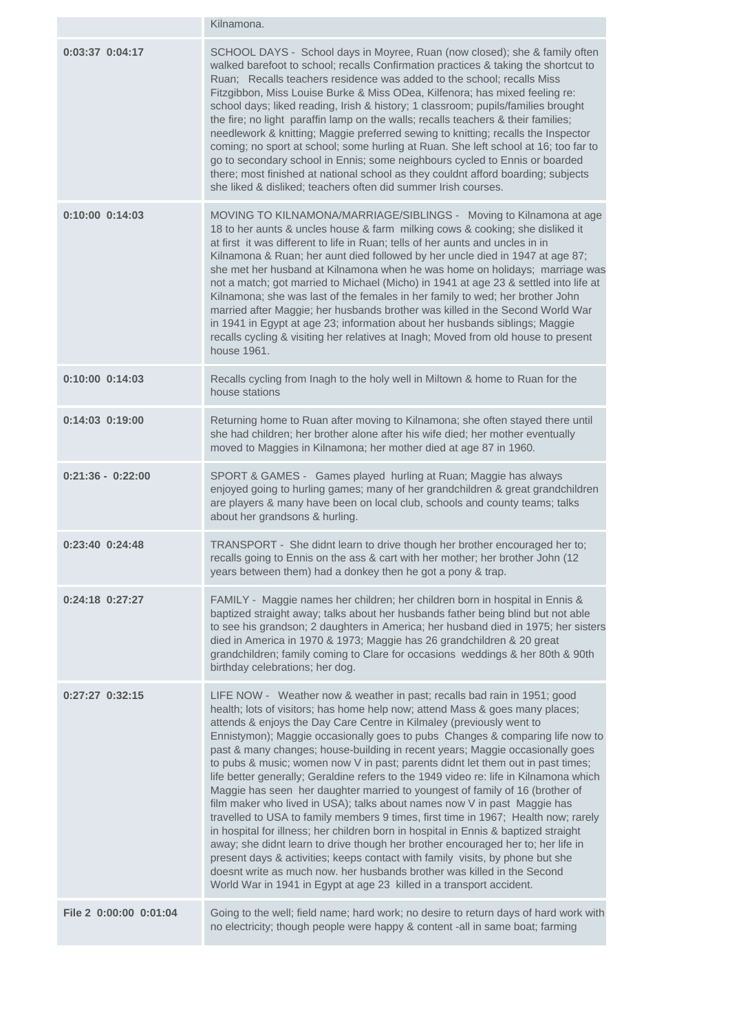| | |
|---|---|
| | Kilnamona. |
| **0:03:37 0:04:17** | SCHOOL DAYS - School days in Moyree, Ruan (now closed); she & family often walked barefoot to school; recalls Confirmation practices & taking the shortcut to Ruan; Recalls teachers residence was added to the school; recalls Miss Fitzgibbon, Miss Louise Burke & Miss ODea, Kilfenora; has mixed feeling re: school days; liked reading, Irish & history; 1 classroom; pupils/families brought the fire; no light paraffin lamp on the walls; recalls teachers & their families; needlework & knitting; Maggie preferred sewing to knitting; recalls the Inspector coming; no sport at school; some hurling at Ruan. She left school at 16; too far to go to secondary school in Ennis; some neighbours cycled to Ennis or boarded there; most finished at national school as they couldnt afford boarding; subjects she liked & disliked; teachers often did summer Irish courses. |
| **0:10:00 0:14:03** | MOVING TO KILNAMONA/MARRIAGE/SIBLINGS - Moving to Kilnamona at age 18 to her aunts & uncles house & farm milking cows & cooking; she disliked it at first it was different to life in Ruan; tells of her aunts and uncles in in Kilnamona & Ruan; her aunt died followed by her uncle died in 1947 at age 87; she met her husband at Kilnamona when he was home on holidays; marriage was not a match; got married to Michael (Micho) in 1941 at age 23 & settled into life at Kilnamona; she was last of the females in her family to wed; her brother John married after Maggie; her husbands brother was killed in the Second World War in 1941 in Egypt at age 23; information about her husbands siblings; Maggie recalls cycling & visiting her relatives at Inagh; Moved from old house to present house 1961. |
| **0:10:00 0:14:03** | Recalls cycling from Inagh to the holy well in Miltown & home to Ruan for the house stations |
| **0:14:03 0:19:00** | Returning home to Ruan after moving to Kilnamona; she often stayed there until she had children; her brother alone after his wife died; her mother eventually moved to Maggies in Kilnamona; her mother died at age 87 in 1960. |
| **0:21:36 - 0:22:00** | SPORT & GAMES - Games played hurling at Ruan; Maggie has always enjoyed going to hurling games; many of her grandchildren & great grandchildren are players & many have been on local club, schools and county teams; talks about her grandsons & hurling. |
| **0:23:40 0:24:48** | TRANSPORT - She didnt learn to drive though her brother encouraged her to; recalls going to Ennis on the ass & cart with her mother; her brother John (12 years between them) had a donkey then he got a pony & trap. |
| **0:24:18 0:27:27** | FAMILY - Maggie names her children; her children born in hospital in Ennis & baptized straight away; talks about her husbands father being blind but not able to see his grandson; 2 daughters in America; her husband died in 1975; her sisters died in America in 1970 & 1973; Maggie has 26 grandchildren & 20 great grandchildren; family coming to Clare for occasions weddings & her 80th & 90th birthday celebrations; her dog. |
| **0:27:27 0:32:15** | LIFE NOW - Weather now & weather in past; recalls bad rain in 1951; good health; lots of visitors; has home help now; attend Mass & goes many places; attends & enjoys the Day Care Centre in Kilmaley (previously went to Ennistymon); Maggie occasionally goes to pubs Changes & comparing life now to past & many changes; house-building in recent years; Maggie occasionally goes to pubs & music; women now V in past; parents didnt let them out in past times; life better generally; Geraldine refers to the 1949 video re: life in Kilnamona which Maggie has seen her daughter married to youngest of family of 16 (brother of film maker who lived in USA); talks about names now V in past Maggie has travelled to USA to family members 9 times, first time in 1967; Health now; rarely in hospital for illness; her children born in hospital in Ennis & baptized straight away; she didnt learn to drive though her brother encouraged her to; her life in present days & activities; keeps contact with family visits, by phone but she doesnt write as much now. her husbands brother was killed in the Second World War in 1941 in Egypt at age 23 killed in a transport accident. |
| **File 2 0:00:00 0:01:04** | Going to the well; field name; hard work; no desire to return days of hard work with no electricity; though people were happy & content -all in same boat; farming |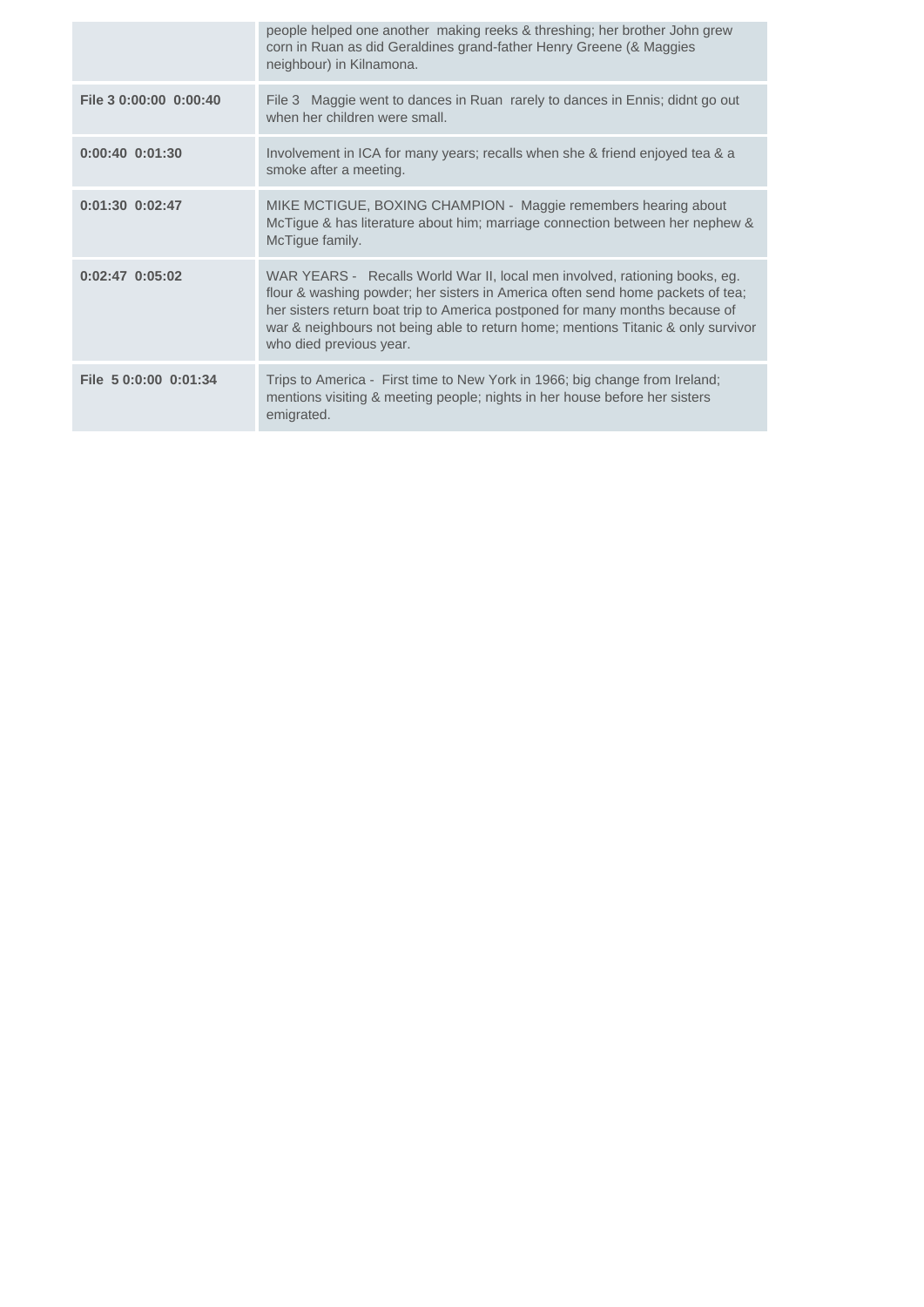| | |
|---|---|
| | people helped one another making reeks & threshing; her brother John grew corn in Ruan as did Geraldines grand-father Henry Greene (& Maggies neighbour) in Kilnamona. |
| **File 3 0:00:00 0:00:40** | File 3 Maggie went to dances in Ruan rarely to dances in Ennis; didnt go out when her children were small. |
| **0:00:40 0:01:30** | Involvement in ICA for many years; recalls when she & friend enjoyed tea & a smoke after a meeting. |
| **0:01:30 0:02:47** | MIKE MCTIGUE, BOXING CHAMPION - Maggie remembers hearing about McTigue & has literature about him; marriage connection between her nephew & McTigue family. |
| **0:02:47 0:05:02** | WAR YEARS - Recalls World War II, local men involved, rationing books, eg. flour & washing powder; her sisters in America often send home packets of tea; her sisters return boat trip to America postponed for many months because of war & neighbours not being able to return home; mentions Titanic & only survivor who died previous year. |
| **File 5 0:0:00 0:01:34** | Trips to America - First time to New York in 1966; big change from Ireland; mentions visiting & meeting people; nights in her house before her sisters emigrated. |